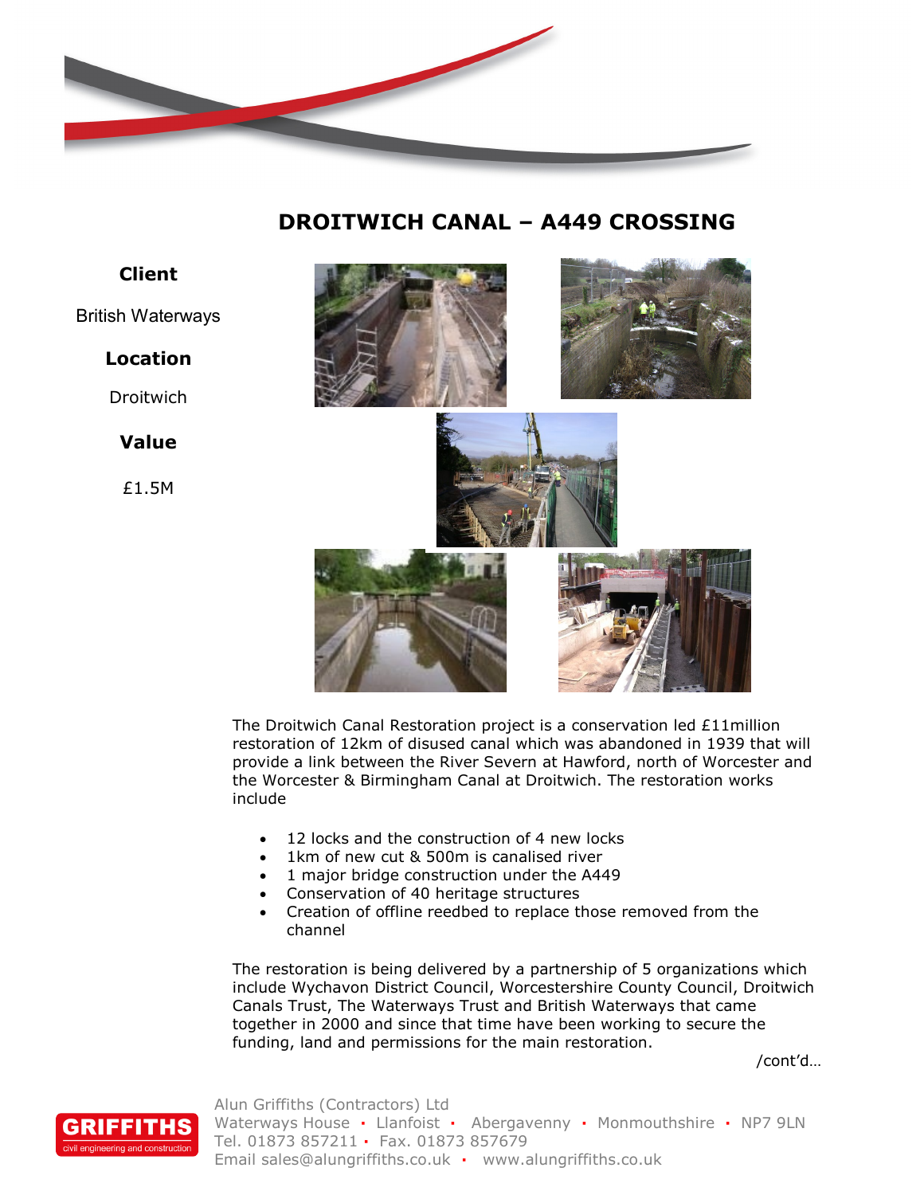# DROITWICH CANAL – A449 CROSSING

**Client**

British Waterways

**Location**

Droitwich

**Value**

£1.5M

The Droitwich Canal Restoration project is a conservation led £11million restoration of 12km of disused canal which was abandoned in 1939 that will provide a link between the River Severn at Hawford, north of Worcester and the Worcester & Birmingham Canal at Droitwich. The restoration works include

- 12 locks and the construction of 4 new locks
- 1km of new cut & 500m is canalised river
- 1 major bridge construction under the A449
- Conservation of 40 heritage structures
- Creation of offline reedbed to replace those removed from the channel

The restoration is being delivered by a partnership of 5 organizations which include Wychavon District Council, Worcestershire County Council, Droitwich Canals Trust, The Waterways Trust and British Waterways that came together in 2000 and since that time have been working to secure the funding, land and permissions for the main restoration.

/cont'd…

Alun Griffiths (Contractors) Ltd
Waterways House • Llanfoist • Abergavenny • Monmouthshire • NP7 9LN
Tel. 01873 857211 • Fax. 01873 857679
Email sales@alungriffiths.co.uk • www.alungriffiths.co.uk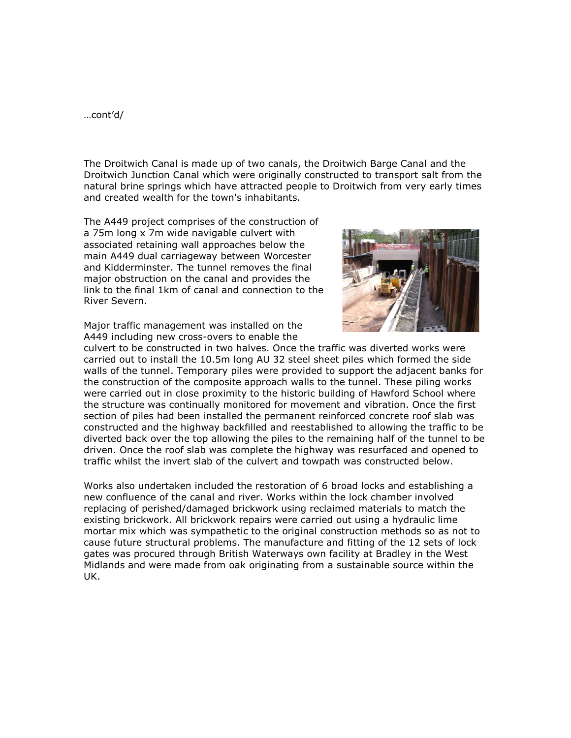…cont'd/

The Droitwich Canal is made up of two canals, the Droitwich Barge Canal and the Droitwich Junction Canal which were originally constructed to transport salt from the natural brine springs which have attracted people to Droitwich from very early times and created wealth for the town's inhabitants.

The A449 project comprises of the construction of a 75m long x 7m wide navigable culvert with associated retaining wall approaches below the main A449 dual carriageway between Worcester and Kidderminster. The tunnel removes the final major obstruction on the canal and provides the link to the final 1km of canal and connection to the River Severn.

Major traffic management was installed on the A449 including new cross-overs to enable the culvert to be constructed in two halves. Once the traffic was diverted works were carried out to install the 10.5m long AU 32 steel sheet piles which formed the side walls of the tunnel. Temporary piles were provided to support the adjacent banks for the construction of the composite approach walls to the tunnel. These piling works were carried out in close proximity to the historic building of Hawford School where the structure was continually monitored for movement and vibration. Once the first section of piles had been installed the permanent reinforced concrete roof slab was constructed and the highway backfilled and reestablished to allowing the traffic to be diverted back over the top allowing the piles to the remaining half of the tunnel to be driven. Once the roof slab was complete the highway was resurfaced and opened to traffic whilst the invert slab of the culvert and towpath was constructed below.

Works also undertaken included the restoration of 6 broad locks and establishing a new confluence of the canal and river. Works within the lock chamber involved replacing of perished/damaged brickwork using reclaimed materials to match the existing brickwork. All brickwork repairs were carried out using a hydraulic lime mortar mix which was sympathetic to the original construction methods so as not to cause future structural problems. The manufacture and fitting of the 12 sets of lock gates was procured through British Waterways own facility at Bradley in the West Midlands and were made from oak originating from a sustainable source within the UK.